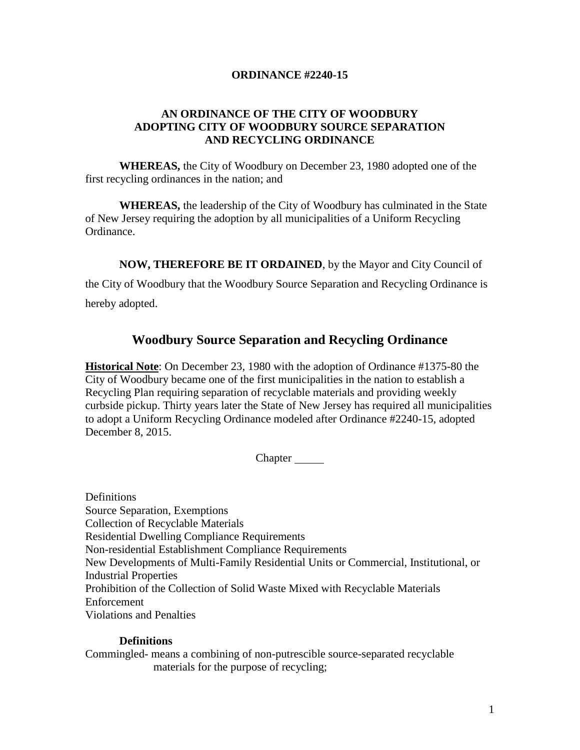**ORDINANCE #2240-15**

**AN ORDINANCE OF THE CITY OF WOODBURY ADOPTING CITY OF WOODBURY SOURCE SEPARATION AND RECYCLING ORDINANCE**

**WHEREAS,** the City of Woodbury on December 23, 1980 adopted one of the first recycling ordinances in the nation; and

**WHEREAS,** the leadership of the City of Woodbury has culminated in the State of New Jersey requiring the adoption by all municipalities of a Uniform Recycling Ordinance.

**NOW, THEREFORE BE IT ORDAINED**, by the Mayor and City Council of the City of Woodbury that the Woodbury Source Separation and Recycling Ordinance is hereby adopted.

## Woodbury Source Separation and Recycling Ordinance

**Historical Note**: On December 23, 1980 with the adoption of Ordinance #1375-80 the City of Woodbury became one of the first municipalities in the nation to establish a Recycling Plan requiring separation of recyclable materials and providing weekly curbside pickup. Thirty years later the State of New Jersey has required all municipalities to adopt a Uniform Recycling Ordinance modeled after Ordinance #2240-15, adopted December 8, 2015.

Chapter _____

Definitions
Source Separation, Exemptions
Collection of Recyclable Materials
Residential Dwelling Compliance Requirements
Non-residential Establishment Compliance Requirements
New Developments of Multi-Family Residential Units or Commercial, Institutional, or Industrial Properties
Prohibition of the Collection of Solid Waste Mixed with Recyclable Materials
Enforcement
Violations and Penalties

**Definitions**

Commingled- means a combining of non-putrescible source-separated recyclable materials for the purpose of recycling;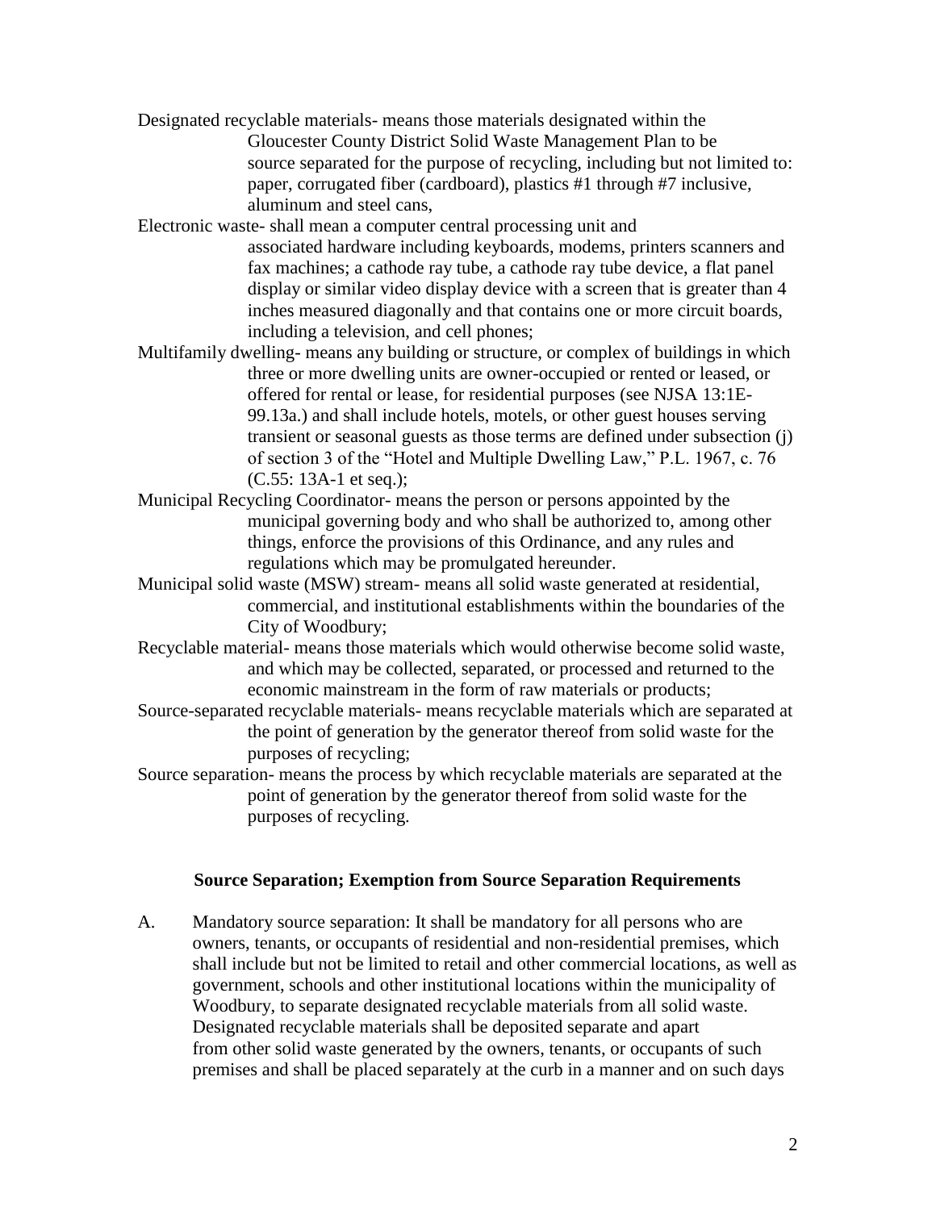Designated recyclable materials- means those materials designated within the Gloucester County District Solid Waste Management Plan to be source separated for the purpose of recycling, including but not limited to: paper, corrugated fiber (cardboard), plastics #1 through #7 inclusive, aluminum and steel cans,

Electronic waste- shall mean a computer central processing unit and associated hardware including keyboards, modems, printers scanners and fax machines; a cathode ray tube, a cathode ray tube device, a flat panel display or similar video display device with a screen that is greater than 4 inches measured diagonally and that contains one or more circuit boards, including a television, and cell phones;

Multifamily dwelling- means any building or structure, or complex of buildings in which three or more dwelling units are owner-occupied or rented or leased, or offered for rental or lease, for residential purposes (see NJSA 13:1E-99.13a.) and shall include hotels, motels, or other guest houses serving transient or seasonal guests as those terms are defined under subsection (j) of section 3 of the "Hotel and Multiple Dwelling Law," P.L. 1967, c. 76 (C.55: 13A-1 et seq.);

Municipal Recycling Coordinator- means the person or persons appointed by the municipal governing body and who shall be authorized to, among other things, enforce the provisions of this Ordinance, and any rules and regulations which may be promulgated hereunder.

Municipal solid waste (MSW) stream- means all solid waste generated at residential, commercial, and institutional establishments within the boundaries of the City of Woodbury;

Recyclable material- means those materials which would otherwise become solid waste, and which may be collected, separated, or processed and returned to the economic mainstream in the form of raw materials or products;

Source-separated recyclable materials- means recyclable materials which are separated at the point of generation by the generator thereof from solid waste for the purposes of recycling;

Source separation- means the process by which recyclable materials are separated at the point of generation by the generator thereof from solid waste for the purposes of recycling.

## Source Separation; Exemption from Source Separation Requirements

A. Mandatory source separation: It shall be mandatory for all persons who are owners, tenants, or occupants of residential and non-residential premises, which shall include but not be limited to retail and other commercial locations, as well as government, schools and other institutional locations within the municipality of Woodbury, to separate designated recyclable materials from all solid waste. Designated recyclable materials shall be deposited separate and apart from other solid waste generated by the owners, tenants, or occupants of such premises and shall be placed separately at the curb in a manner and on such days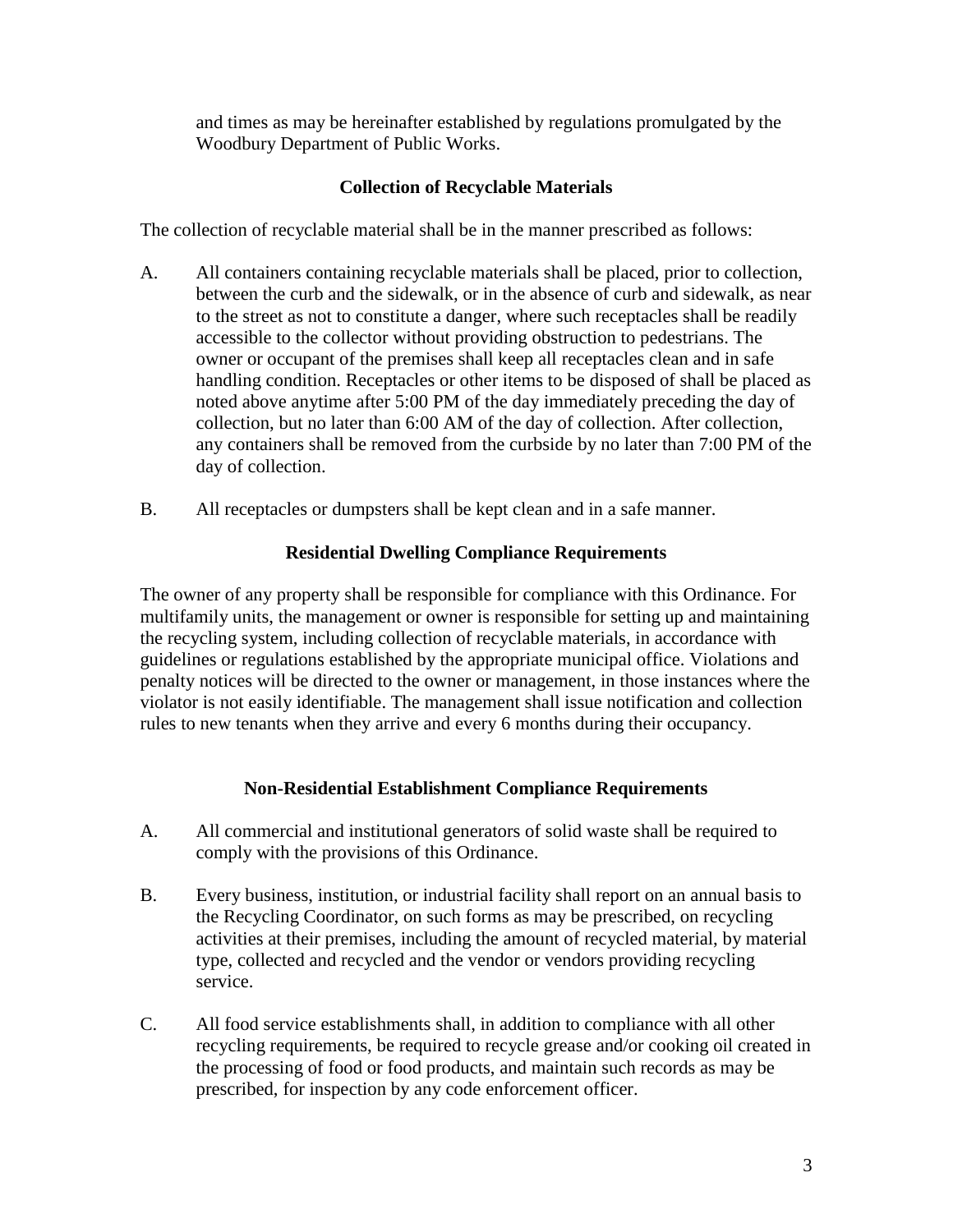and times as may be hereinafter established by regulations promulgated by the Woodbury Department of Public Works.

## Collection of Recyclable Materials

The collection of recyclable material shall be in the manner prescribed as follows:

A. All containers containing recyclable materials shall be placed, prior to collection, between the curb and the sidewalk, or in the absence of curb and sidewalk, as near to the street as not to constitute a danger, where such receptacles shall be readily accessible to the collector without providing obstruction to pedestrians. The owner or occupant of the premises shall keep all receptacles clean and in safe handling condition. Receptacles or other items to be disposed of shall be placed as noted above anytime after 5:00 PM of the day immediately preceding the day of collection, but no later than 6:00 AM of the day of collection. After collection, any containers shall be removed from the curbside by no later than 7:00 PM of the day of collection.

B. All receptacles or dumpsters shall be kept clean and in a safe manner.

## Residential Dwelling Compliance Requirements

The owner of any property shall be responsible for compliance with this Ordinance. For multifamily units, the management or owner is responsible for setting up and maintaining the recycling system, including collection of recyclable materials, in accordance with guidelines or regulations established by the appropriate municipal office. Violations and penalty notices will be directed to the owner or management, in those instances where the violator is not easily identifiable. The management shall issue notification and collection rules to new tenants when they arrive and every 6 months during their occupancy.

## Non-Residential Establishment Compliance Requirements

A. All commercial and institutional generators of solid waste shall be required to comply with the provisions of this Ordinance.

B. Every business, institution, or industrial facility shall report on an annual basis to the Recycling Coordinator, on such forms as may be prescribed, on recycling activities at their premises, including the amount of recycled material, by material type, collected and recycled and the vendor or vendors providing recycling service.

C. All food service establishments shall, in addition to compliance with all other recycling requirements, be required to recycle grease and/or cooking oil created in the processing of food or food products, and maintain such records as may be prescribed, for inspection by any code enforcement officer.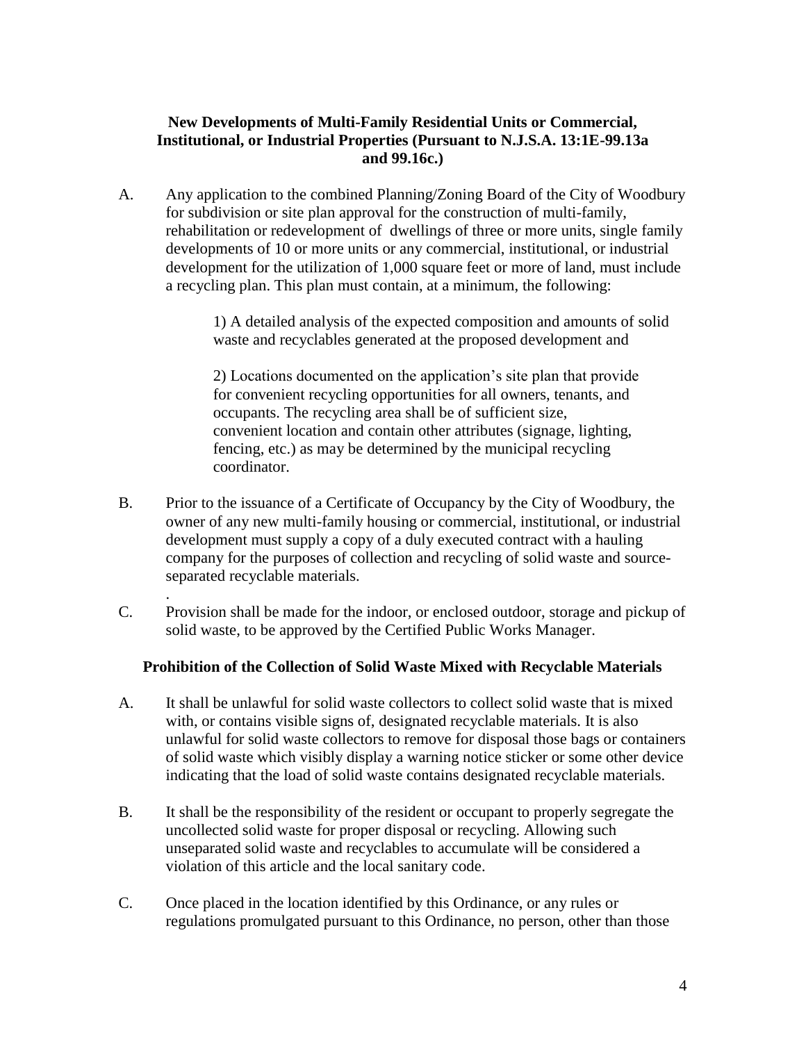## New Developments of Multi-Family Residential Units or Commercial, Institutional, or Industrial Properties (Pursuant to N.J.S.A. 13:1E-99.13a and 99.16c.)

A. Any application to the combined Planning/Zoning Board of the City of Woodbury for subdivision or site plan approval for the construction of multi-family, rehabilitation or redevelopment of dwellings of three or more units, single family developments of 10 or more units or any commercial, institutional, or industrial development for the utilization of 1,000 square feet or more of land, must include a recycling plan. This plan must contain, at a minimum, the following:

   1) A detailed analysis of the expected composition and amounts of solid waste and recyclables generated at the proposed development and

   2) Locations documented on the application's site plan that provide for convenient recycling opportunities for all owners, tenants, and occupants. The recycling area shall be of sufficient size, convenient location and contain other attributes (signage, lighting, fencing, etc.) as may be determined by the municipal recycling coordinator.

B. Prior to the issuance of a Certificate of Occupancy by the City of Woodbury, the owner of any new multi-family housing or commercial, institutional, or industrial development must supply a copy of a duly executed contract with a hauling company for the purposes of collection and recycling of solid waste and source-separated recyclable materials.

C. Provision shall be made for the indoor, or enclosed outdoor, storage and pickup of solid waste, to be approved by the Certified Public Works Manager.

## Prohibition of the Collection of Solid Waste Mixed with Recyclable Materials

A. It shall be unlawful for solid waste collectors to collect solid waste that is mixed with, or contains visible signs of, designated recyclable materials. It is also unlawful for solid waste collectors to remove for disposal those bags or containers of solid waste which visibly display a warning notice sticker or some other device indicating that the load of solid waste contains designated recyclable materials.

B. It shall be the responsibility of the resident or occupant to properly segregate the uncollected solid waste for proper disposal or recycling. Allowing such unseparated solid waste and recyclables to accumulate will be considered a violation of this article and the local sanitary code.

C. Once placed in the location identified by this Ordinance, or any rules or regulations promulgated pursuant to this Ordinance, no person, other than those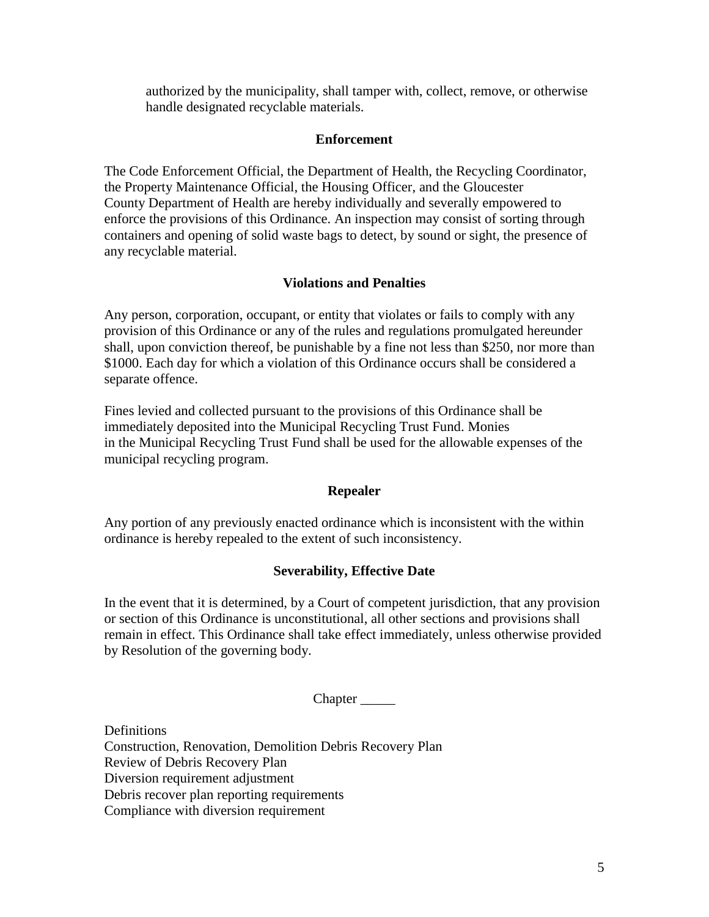authorized by the municipality, shall tamper with, collect, remove, or otherwise handle designated recyclable materials.

## Enforcement

The Code Enforcement Official, the Department of Health, the Recycling Coordinator, the Property Maintenance Official, the Housing Officer, and the Gloucester County Department of Health are hereby individually and severally empowered to enforce the provisions of this Ordinance. An inspection may consist of sorting through containers and opening of solid waste bags to detect, by sound or sight, the presence of any recyclable material.

## Violations and Penalties

Any person, corporation, occupant, or entity that violates or fails to comply with any provision of this Ordinance or any of the rules and regulations promulgated hereunder shall, upon conviction thereof, be punishable by a fine not less than $250, nor more than $1000. Each day for which a violation of this Ordinance occurs shall be considered a separate offence.

Fines levied and collected pursuant to the provisions of this Ordinance shall be immediately deposited into the Municipal Recycling Trust Fund. Monies in the Municipal Recycling Trust Fund shall be used for the allowable expenses of the municipal recycling program.

## Repealer

Any portion of any previously enacted ordinance which is inconsistent with the within ordinance is hereby repealed to the extent of such inconsistency.

## Severability, Effective Date

In the event that it is determined, by a Court of competent jurisdiction, that any provision or section of this Ordinance is unconstitutional, all other sections and provisions shall remain in effect. This Ordinance shall take effect immediately, unless otherwise provided by Resolution of the governing body.

Chapter _____

Definitions
Construction, Renovation, Demolition Debris Recovery Plan
Review of Debris Recovery Plan
Diversion requirement adjustment
Debris recover plan reporting requirements
Compliance with diversion requirement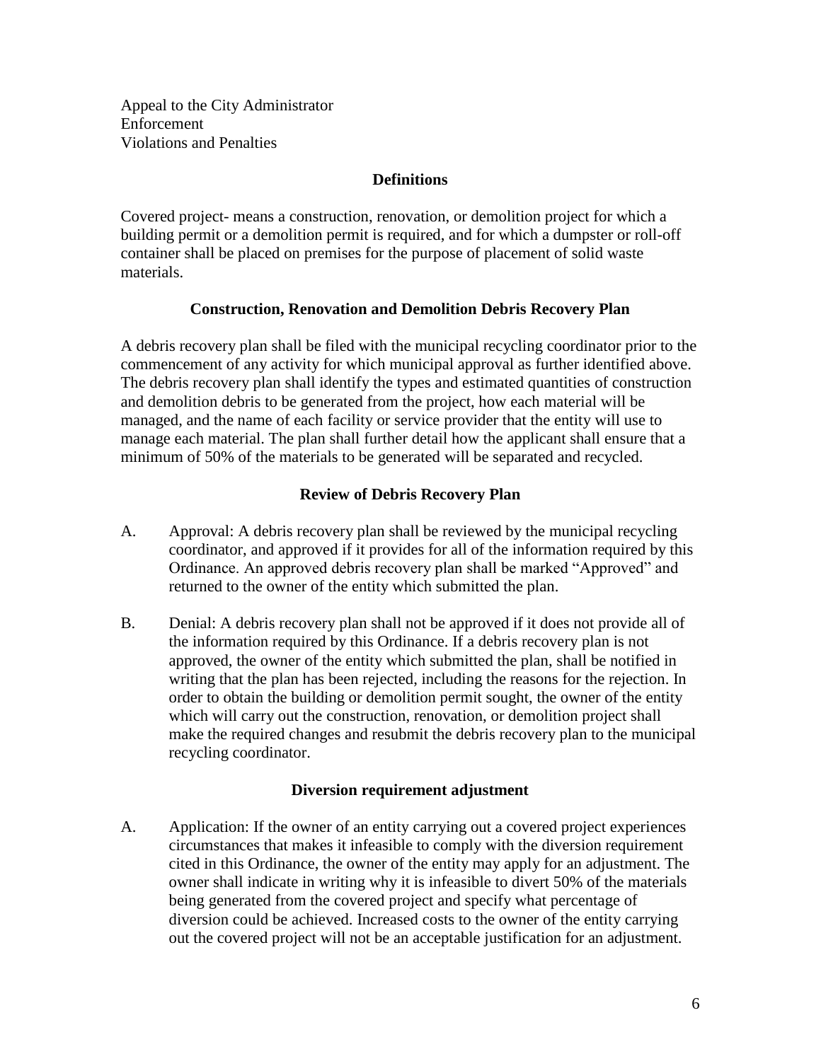Appeal to the City Administrator
Enforcement
Violations and Penalties

### Definitions

Covered project- means a construction, renovation, or demolition project for which a building permit or a demolition permit is required, and for which a dumpster or roll-off container shall be placed on premises for the purpose of placement of solid waste materials.

### Construction, Renovation and Demolition Debris Recovery Plan

A debris recovery plan shall be filed with the municipal recycling coordinator prior to the commencement of any activity for which municipal approval as further identified above. The debris recovery plan shall identify the types and estimated quantities of construction and demolition debris to be generated from the project, how each material will be managed, and the name of each facility or service provider that the entity will use to manage each material. The plan shall further detail how the applicant shall ensure that a minimum of 50% of the materials to be generated will be separated and recycled.

### Review of Debris Recovery Plan

A. Approval: A debris recovery plan shall be reviewed by the municipal recycling coordinator, and approved if it provides for all of the information required by this Ordinance. An approved debris recovery plan shall be marked "Approved" and returned to the owner of the entity which submitted the plan.

B. Denial: A debris recovery plan shall not be approved if it does not provide all of the information required by this Ordinance. If a debris recovery plan is not approved, the owner of the entity which submitted the plan, shall be notified in writing that the plan has been rejected, including the reasons for the rejection. In order to obtain the building or demolition permit sought, the owner of the entity which will carry out the construction, renovation, or demolition project shall make the required changes and resubmit the debris recovery plan to the municipal recycling coordinator.

### Diversion requirement adjustment

A. Application: If the owner of an entity carrying out a covered project experiences circumstances that makes it infeasible to comply with the diversion requirement cited in this Ordinance, the owner of the entity may apply for an adjustment. The owner shall indicate in writing why it is infeasible to divert 50% of the materials being generated from the covered project and specify what percentage of diversion could be achieved. Increased costs to the owner of the entity carrying out the covered project will not be an acceptable justification for an adjustment.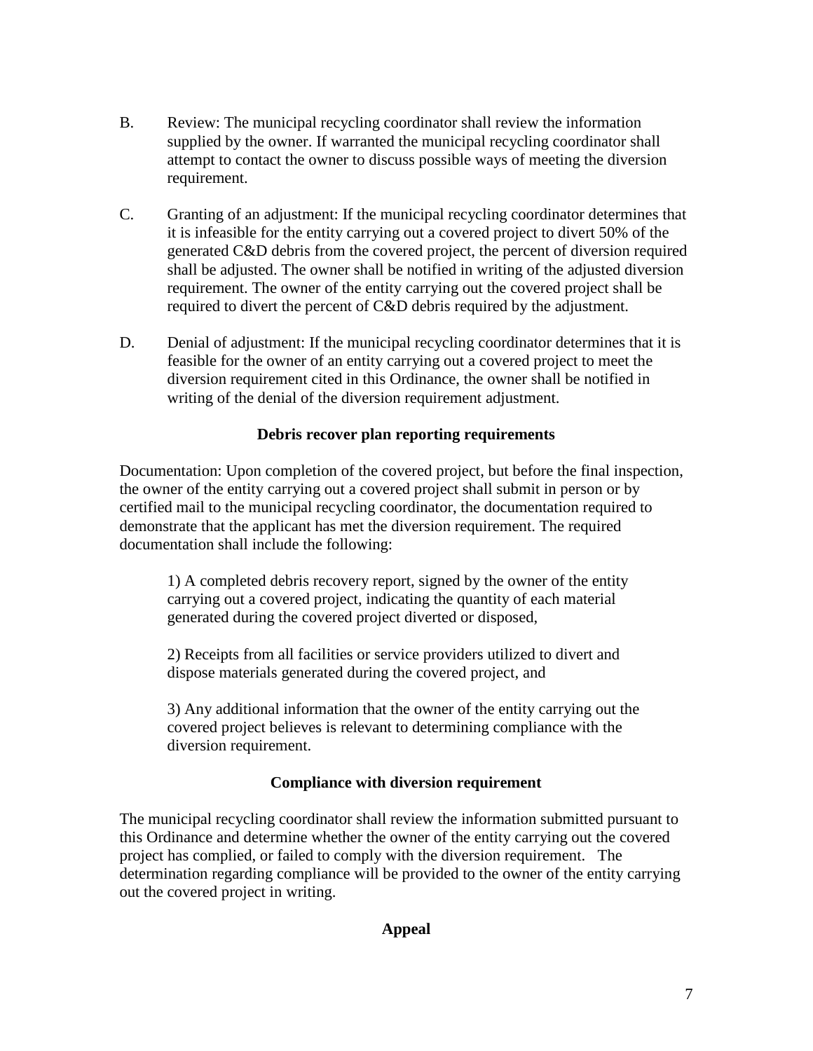B. Review: The municipal recycling coordinator shall review the information supplied by the owner. If warranted the municipal recycling coordinator shall attempt to contact the owner to discuss possible ways of meeting the diversion requirement.

C. Granting of an adjustment: If the municipal recycling coordinator determines that it is infeasible for the entity carrying out a covered project to divert 50% of the generated C&D debris from the covered project, the percent of diversion required shall be adjusted. The owner shall be notified in writing of the adjusted diversion requirement. The owner of the entity carrying out the covered project shall be required to divert the percent of C&D debris required by the adjustment.

D. Denial of adjustment: If the municipal recycling coordinator determines that it is feasible for the owner of an entity carrying out a covered project to meet the diversion requirement cited in this Ordinance, the owner shall be notified in writing of the denial of the diversion requirement adjustment.

**Debris recover plan reporting requirements**

Documentation: Upon completion of the covered project, but before the final inspection, the owner of the entity carrying out a covered project shall submit in person or by certified mail to the municipal recycling coordinator, the documentation required to demonstrate that the applicant has met the diversion requirement. The required documentation shall include the following:

1) A completed debris recovery report, signed by the owner of the entity carrying out a covered project, indicating the quantity of each material generated during the covered project diverted or disposed,

2) Receipts from all facilities or service providers utilized to divert and dispose materials generated during the covered project, and

3) Any additional information that the owner of the entity carrying out the covered project believes is relevant to determining compliance with the diversion requirement.

**Compliance with diversion requirement**

The municipal recycling coordinator shall review the information submitted pursuant to this Ordinance and determine whether the owner of the entity carrying out the covered project has complied, or failed to comply with the diversion requirement. The determination regarding compliance will be provided to the owner of the entity carrying out the covered project in writing.

**Appeal**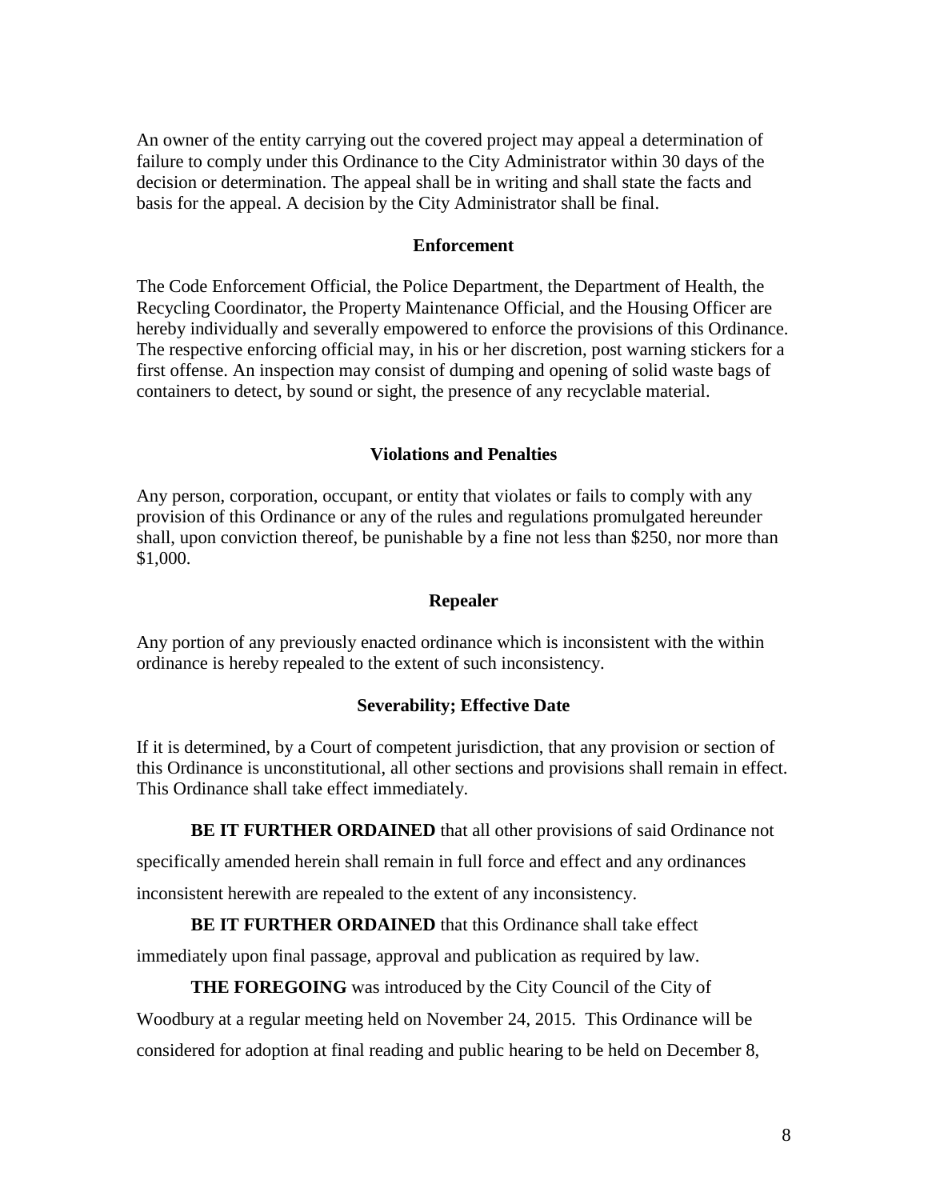An owner of the entity carrying out the covered project may appeal a determination of failure to comply under this Ordinance to the City Administrator within 30 days of the decision or determination. The appeal shall be in writing and shall state the facts and basis for the appeal. A decision by the City Administrator shall be final.

**Enforcement**

The Code Enforcement Official, the Police Department, the Department of Health, the Recycling Coordinator, the Property Maintenance Official, and the Housing Officer are hereby individually and severally empowered to enforce the provisions of this Ordinance. The respective enforcing official may, in his or her discretion, post warning stickers for a first offense. An inspection may consist of dumping and opening of solid waste bags of containers to detect, by sound or sight, the presence of any recyclable material.

**Violations and Penalties**

Any person, corporation, occupant, or entity that violates or fails to comply with any provision of this Ordinance or any of the rules and regulations promulgated hereunder shall, upon conviction thereof, be punishable by a fine not less than $250, nor more than $1,000.

**Repealer**

Any portion of any previously enacted ordinance which is inconsistent with the within ordinance is hereby repealed to the extent of such inconsistency.

**Severability; Effective Date**

If it is determined, by a Court of competent jurisdiction, that any provision or section of this Ordinance is unconstitutional, all other sections and provisions shall remain in effect. This Ordinance shall take effect immediately.

**BE IT FURTHER ORDAINED** that all other provisions of said Ordinance not specifically amended herein shall remain in full force and effect and any ordinances inconsistent herewith are repealed to the extent of any inconsistency.

**BE IT FURTHER ORDAINED** that this Ordinance shall take effect immediately upon final passage, approval and publication as required by law.

**THE FOREGOING** was introduced by the City Council of the City of Woodbury at a regular meeting held on November 24, 2015. This Ordinance will be considered for adoption at final reading and public hearing to be held on December 8,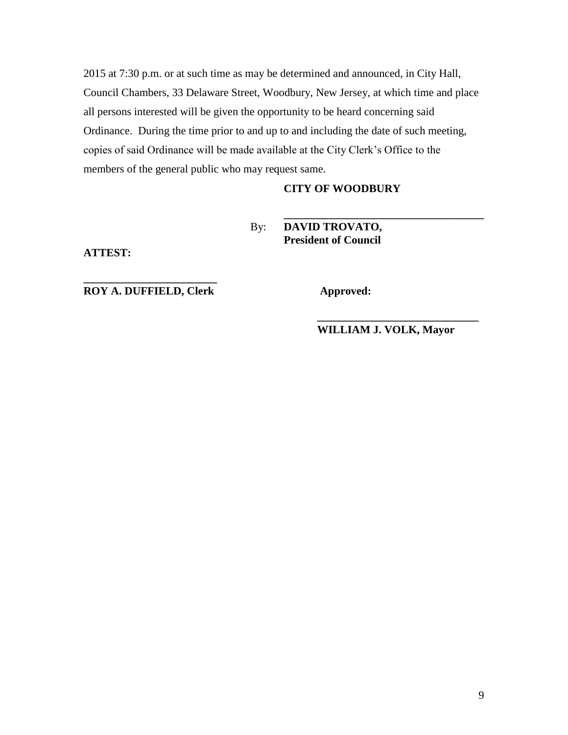2015 at 7:30 p.m. or at such time as may be determined and announced, in City Hall, Council Chambers, 33 Delaware Street, Woodbury, New Jersey, at which time and place all persons interested will be given the opportunity to be heard concerning said Ordinance. During the time prior to and up to and including the date of such meeting, copies of said Ordinance will be made available at the City Clerk's Office to the members of the general public who may request same.

**CITY OF WOODBURY**

______________________________

By: **DAVID TROVATO,**
**President of Council**

**ATTEST:**

______________________________
**ROY A. DUFFIELD, Clerk**

**Approved:**

______________________________
**WILLIAM J. VOLK, Mayor**